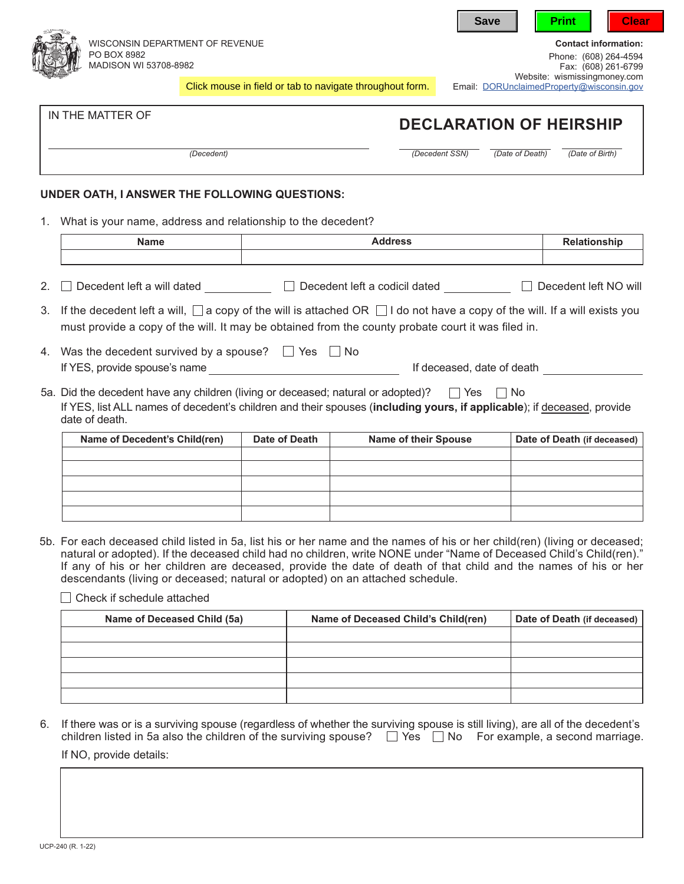Save | Print | Clear

WISCONSIN DEPARTMENT OF REVENUE
PO BOX 8982
MADISON WI 53708-8982

**Contact information:**
Phone: (608) 264-4594
Fax: (608) 261-6799
Website: wismissingmoney.com
Email: DORUnclaimedProperty@wisconsin.gov

Click mouse in field or tab to navigate throughout form.

IN THE MATTER OF

# DECLARATION OF HEIRSHIP

_______________________ *(Decedent)*

_________ *(Decedent SSN)* _________ *(Date of Death)* _________ *(Date of Birth)*

**UNDER OATH, I ANSWER THE FOLLOWING QUESTIONS:**

1. What is your name, address and relationship to the decedent?

| Name | Address | Relationship |
|---|---|---|
| | | |

2. ☐ Decedent left a will dated __________ ☐ Decedent left a codicil dated __________ ☐ Decedent left NO will

3. If the decedent left a will, ☐ a copy of the will is attached OR ☐ I do not have a copy of the will. If a will exists you must provide a copy of the will. It may be obtained from the county probate court it was filed in.

4. Was the decedent survived by a spouse? ☐ Yes ☐ No
If YES, provide spouse's name ____________________ If deceased, date of death __________

5a. Did the decedent have any children (living or deceased; natural or adopted)? ☐ Yes ☐ No
If YES, list ALL names of decedent's children and their spouses (**including yours, if applicable**); if deceased, provide date of death.

| Name of Decedent's Child(ren) | Date of Death | Name of their Spouse | Date of Death (if deceased) |
|---|---|---|---|
| | | | |
| | | | |
| | | | |
| | | | |
| | | | |

5b. For each deceased child listed in 5a, list his or her name and the names of his or her child(ren) (living or deceased; natural or adopted). If the deceased child had no children, write NONE under "Name of Deceased Child's Child(ren)." If any of his or her children are deceased, provide the date of death of that child and the names of his or her descendants (living or deceased; natural or adopted) on an attached schedule.

☐ Check if schedule attached

| Name of Deceased Child (5a) | Name of Deceased Child's Child(ren) | Date of Death (if deceased) |
|---|---|---|
| | | |
| | | |
| | | |
| | | |
| | | |

6. If there was or is a surviving spouse (regardless of whether the surviving spouse is still living), are all of the decedent's children listed in 5a also the children of the surviving spouse? ☐ Yes ☐ No For example, a second marriage.
If NO, provide details:

UCP-240 (R. 1-22)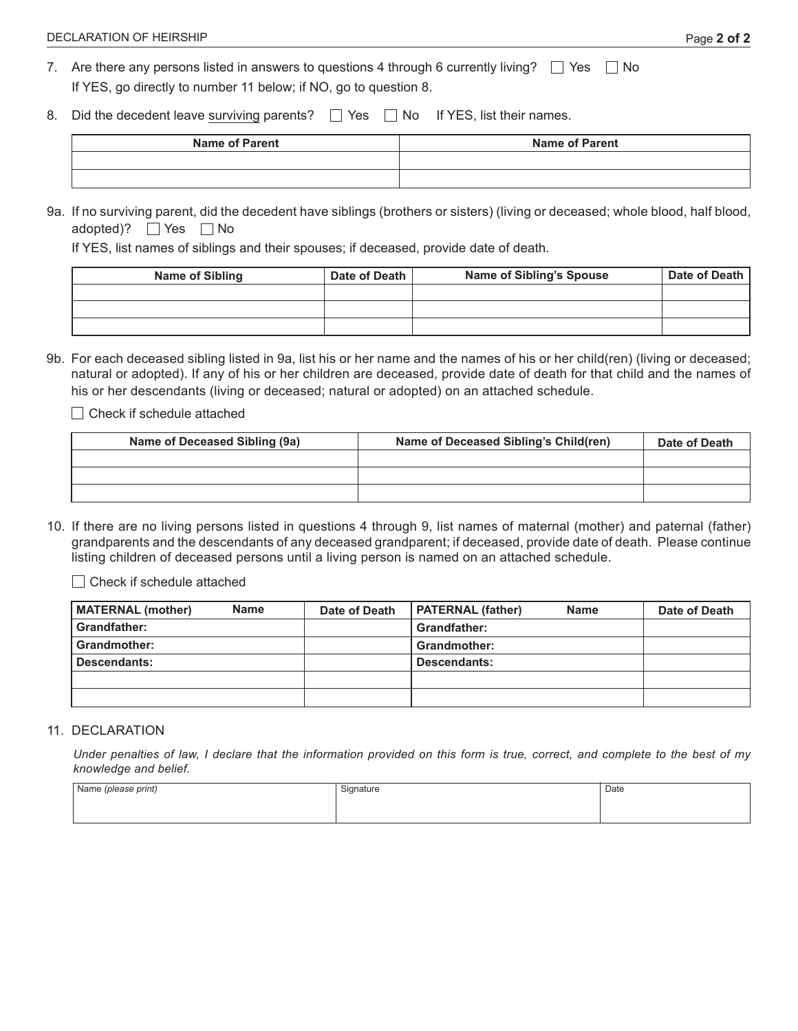7. Are there any persons listed in answers to questions 4 through 6 currently living? ☐ Yes ☐ No
   If YES, go directly to number 11 below; if NO, go to question 8.

8. Did the decedent leave surviving parents? ☐ Yes ☐ No If YES, list their names.

| Name of Parent | Name of Parent |
|---|---|
| | |
| | |

9a. If no surviving parent, did the decedent have siblings (brothers or sisters) (living or deceased; whole blood, half blood, adopted)? ☐ Yes ☐ No
   If YES, list names of siblings and their spouses; if deceased, provide date of death.

| Name of Sibling | Date of Death | Name of Sibling's Spouse | Date of Death |
|---|---|---|---|
| | | | |
| | | | |
| | | | |

9b. For each deceased sibling listed in 9a, list his or her name and the names of his or her child(ren) (living or deceased; natural or adopted). If any of his or her children are deceased, provide date of death for that child and the names of his or her descendants (living or deceased; natural or adopted) on an attached schedule.

☐ Check if schedule attached

| Name of Deceased Sibling (9a) | Name of Deceased Sibling's Child(ren) | Date of Death |
|---|---|---|
| | | |
| | | |
| | | |

10. If there are no living persons listed in questions 4 through 9, list names of maternal (mother) and paternal (father) grandparents and the descendants of any deceased grandparent; if deceased, provide date of death. Please continue listing children of deceased persons until a living person is named on an attached schedule.

☐ Check if schedule attached

| MATERNAL (mother) Name | Date of Death | PATERNAL (father) Name | Date of Death |
|---|---|---|---|
| Grandfather: | | Grandfather: | |
| Grandmother: | | Grandmother: | |
| Descendants: | | Descendants: | |
| | | | |
| | | | |

11. DECLARATION

*Under penalties of law, I declare that the information provided on this form is true, correct, and complete to the best of my knowledge and belief.*

| Name *(please print)* | Signature | Date |
|---|---|---|
| | | |